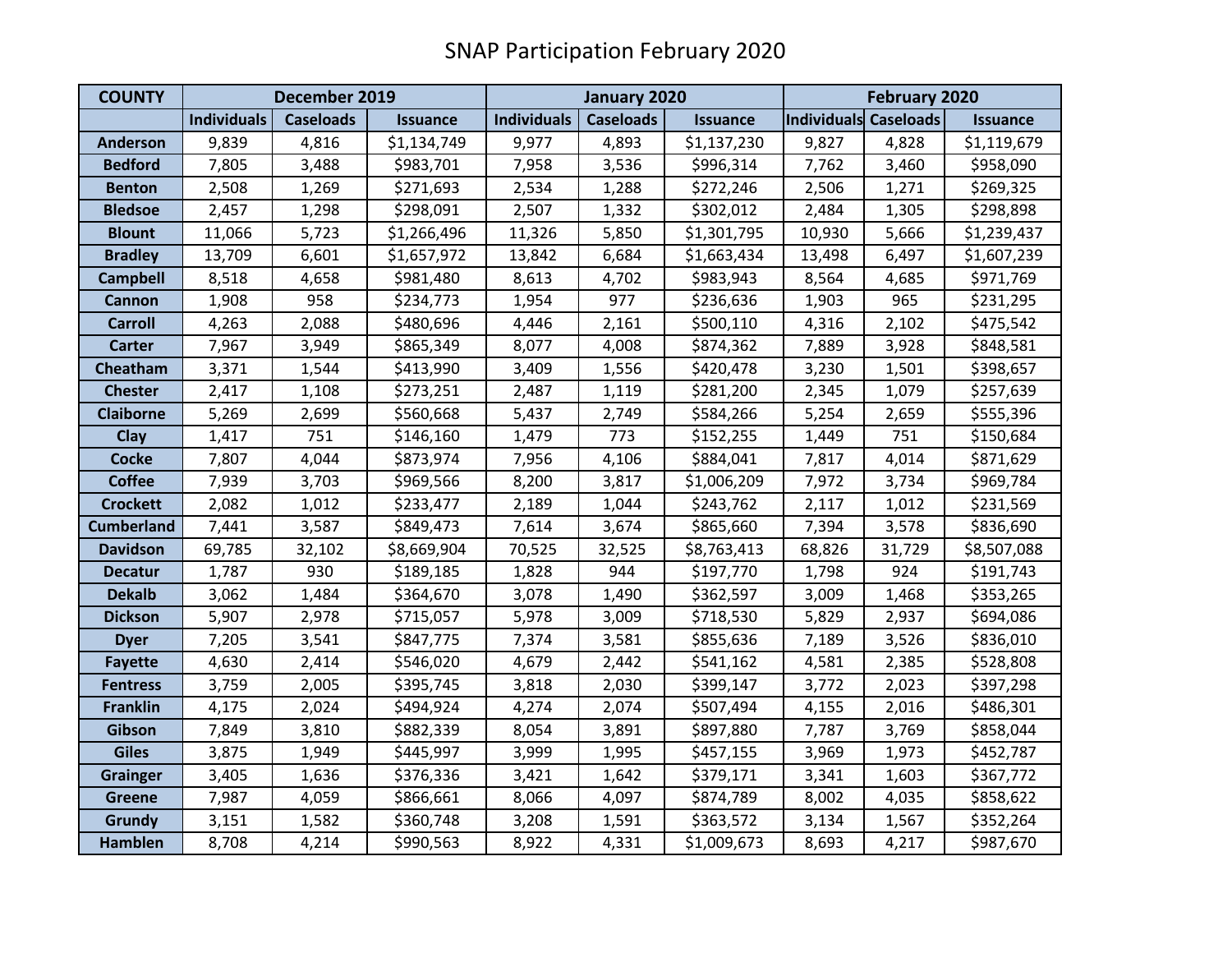# SNAP Participation February 2020

| COUNTY | December 2019 | | | January 2020 | | | February 2020 | | |
|---|---|---|---|---|---|---|---|---|---|
| | Individuals | Caseloads | Issuance | Individuals | Caseloads | Issuance | Individuals | Caseloads | Issuance |
| Anderson | 9,839 | 4,816 | $1,134,749 | 9,977 | 4,893 | $1,137,230 | 9,827 | 4,828 | $1,119,679 |
| Bedford | 7,805 | 3,488 | $983,701 | 7,958 | 3,536 | $996,314 | 7,762 | 3,460 | $958,090 |
| Benton | 2,508 | 1,269 | $271,693 | 2,534 | 1,288 | $272,246 | 2,506 | 1,271 | $269,325 |
| Bledsoe | 2,457 | 1,298 | $298,091 | 2,507 | 1,332 | $302,012 | 2,484 | 1,305 | $298,898 |
| Blount | 11,066 | 5,723 | $1,266,496 | 11,326 | 5,850 | $1,301,795 | 10,930 | 5,666 | $1,239,437 |
| Bradley | 13,709 | 6,601 | $1,657,972 | 13,842 | 6,684 | $1,663,434 | 13,498 | 6,497 | $1,607,239 |
| Campbell | 8,518 | 4,658 | $981,480 | 8,613 | 4,702 | $983,943 | 8,564 | 4,685 | $971,769 |
| Cannon | 1,908 | 958 | $234,773 | 1,954 | 977 | $236,636 | 1,903 | 965 | $231,295 |
| Carroll | 4,263 | 2,088 | $480,696 | 4,446 | 2,161 | $500,110 | 4,316 | 2,102 | $475,542 |
| Carter | 7,967 | 3,949 | $865,349 | 8,077 | 4,008 | $874,362 | 7,889 | 3,928 | $848,581 |
| Cheatham | 3,371 | 1,544 | $413,990 | 3,409 | 1,556 | $420,478 | 3,230 | 1,501 | $398,657 |
| Chester | 2,417 | 1,108 | $273,251 | 2,487 | 1,119 | $281,200 | 2,345 | 1,079 | $257,639 |
| Claiborne | 5,269 | 2,699 | $560,668 | 5,437 | 2,749 | $584,266 | 5,254 | 2,659 | $555,396 |
| Clay | 1,417 | 751 | $146,160 | 1,479 | 773 | $152,255 | 1,449 | 751 | $150,684 |
| Cocke | 7,807 | 4,044 | $873,974 | 7,956 | 4,106 | $884,041 | 7,817 | 4,014 | $871,629 |
| Coffee | 7,939 | 3,703 | $969,566 | 8,200 | 3,817 | $1,006,209 | 7,972 | 3,734 | $969,784 |
| Crockett | 2,082 | 1,012 | $233,477 | 2,189 | 1,044 | $243,762 | 2,117 | 1,012 | $231,569 |
| Cumberland | 7,441 | 3,587 | $849,473 | 7,614 | 3,674 | $865,660 | 7,394 | 3,578 | $836,690 |
| Davidson | 69,785 | 32,102 | $8,669,904 | 70,525 | 32,525 | $8,763,413 | 68,826 | 31,729 | $8,507,088 |
| Decatur | 1,787 | 930 | $189,185 | 1,828 | 944 | $197,770 | 1,798 | 924 | $191,743 |
| Dekalb | 3,062 | 1,484 | $364,670 | 3,078 | 1,490 | $362,597 | 3,009 | 1,468 | $353,265 |
| Dickson | 5,907 | 2,978 | $715,057 | 5,978 | 3,009 | $718,530 | 5,829 | 2,937 | $694,086 |
| Dyer | 7,205 | 3,541 | $847,775 | 7,374 | 3,581 | $855,636 | 7,189 | 3,526 | $836,010 |
| Fayette | 4,630 | 2,414 | $546,020 | 4,679 | 2,442 | $541,162 | 4,581 | 2,385 | $528,808 |
| Fentress | 3,759 | 2,005 | $395,745 | 3,818 | 2,030 | $399,147 | 3,772 | 2,023 | $397,298 |
| Franklin | 4,175 | 2,024 | $494,924 | 4,274 | 2,074 | $507,494 | 4,155 | 2,016 | $486,301 |
| Gibson | 7,849 | 3,810 | $882,339 | 8,054 | 3,891 | $897,880 | 7,787 | 3,769 | $858,044 |
| Giles | 3,875 | 1,949 | $445,997 | 3,999 | 1,995 | $457,155 | 3,969 | 1,973 | $452,787 |
| Grainger | 3,405 | 1,636 | $376,336 | 3,421 | 1,642 | $379,171 | 3,341 | 1,603 | $367,772 |
| Greene | 7,987 | 4,059 | $866,661 | 8,066 | 4,097 | $874,789 | 8,002 | 4,035 | $858,622 |
| Grundy | 3,151 | 1,582 | $360,748 | 3,208 | 1,591 | $363,572 | 3,134 | 1,567 | $352,264 |
| Hamblen | 8,708 | 4,214 | $990,563 | 8,922 | 4,331 | $1,009,673 | 8,693 | 4,217 | $987,670 |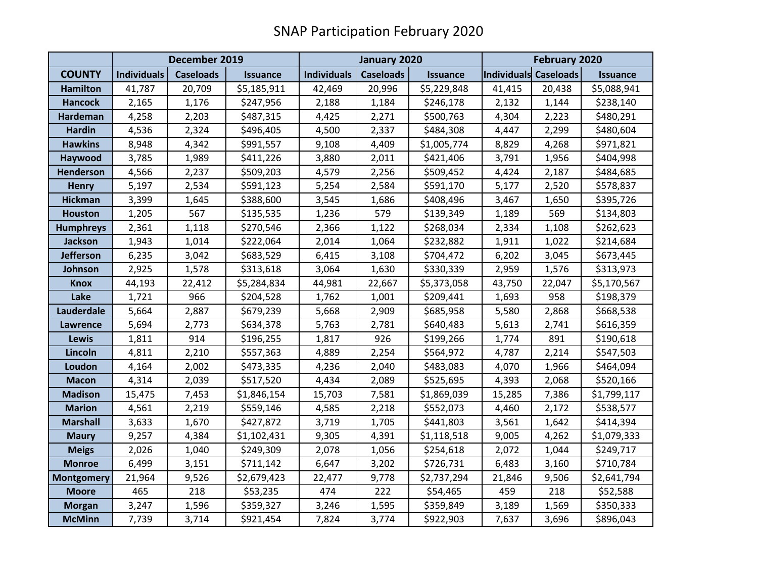# SNAP Participation February 2020

| | December 2019 | | | January 2020 | | | February 2020 | | |
|---|---|---|---|---|---|---|---|---|---|
| COUNTY | Individuals | Caseloads | Issuance | Individuals | Caseloads | Issuance | Individuals | Caseloads | Issuance |
| Hamilton | 41,787 | 20,709 | $5,185,911 | 42,469 | 20,996 | $5,229,848 | 41,415 | 20,438 | $5,088,941 |
| Hancock | 2,165 | 1,176 | $247,956 | 2,188 | 1,184 | $246,178 | 2,132 | 1,144 | $238,140 |
| Hardeman | 4,258 | 2,203 | $487,315 | 4,425 | 2,271 | $500,763 | 4,304 | 2,223 | $480,291 |
| Hardin | 4,536 | 2,324 | $496,405 | 4,500 | 2,337 | $484,308 | 4,447 | 2,299 | $480,604 |
| Hawkins | 8,948 | 4,342 | $991,557 | 9,108 | 4,409 | $1,005,774 | 8,829 | 4,268 | $971,821 |
| Haywood | 3,785 | 1,989 | $411,226 | 3,880 | 2,011 | $421,406 | 3,791 | 1,956 | $404,998 |
| Henderson | 4,566 | 2,237 | $509,203 | 4,579 | 2,256 | $509,452 | 4,424 | 2,187 | $484,685 |
| Henry | 5,197 | 2,534 | $591,123 | 5,254 | 2,584 | $591,170 | 5,177 | 2,520 | $578,837 |
| Hickman | 3,399 | 1,645 | $388,600 | 3,545 | 1,686 | $408,496 | 3,467 | 1,650 | $395,726 |
| Houston | 1,205 | 567 | $135,535 | 1,236 | 579 | $139,349 | 1,189 | 569 | $134,803 |
| Humphreys | 2,361 | 1,118 | $270,546 | 2,366 | 1,122 | $268,034 | 2,334 | 1,108 | $262,623 |
| Jackson | 1,943 | 1,014 | $222,064 | 2,014 | 1,064 | $232,882 | 1,911 | 1,022 | $214,684 |
| Jefferson | 6,235 | 3,042 | $683,529 | 6,415 | 3,108 | $704,472 | 6,202 | 3,045 | $673,445 |
| Johnson | 2,925 | 1,578 | $313,618 | 3,064 | 1,630 | $330,339 | 2,959 | 1,576 | $313,973 |
| Knox | 44,193 | 22,412 | $5,284,834 | 44,981 | 22,667 | $5,373,058 | 43,750 | 22,047 | $5,170,567 |
| Lake | 1,721 | 966 | $204,528 | 1,762 | 1,001 | $209,441 | 1,693 | 958 | $198,379 |
| Lauderdale | 5,664 | 2,887 | $679,239 | 5,668 | 2,909 | $685,958 | 5,580 | 2,868 | $668,538 |
| Lawrence | 5,694 | 2,773 | $634,378 | 5,763 | 2,781 | $640,483 | 5,613 | 2,741 | $616,359 |
| Lewis | 1,811 | 914 | $196,255 | 1,817 | 926 | $199,266 | 1,774 | 891 | $190,618 |
| Lincoln | 4,811 | 2,210 | $557,363 | 4,889 | 2,254 | $564,972 | 4,787 | 2,214 | $547,503 |
| Loudon | 4,164 | 2,002 | $473,335 | 4,236 | 2,040 | $483,083 | 4,070 | 1,966 | $464,094 |
| Macon | 4,314 | 2,039 | $517,520 | 4,434 | 2,089 | $525,695 | 4,393 | 2,068 | $520,166 |
| Madison | 15,475 | 7,453 | $1,846,154 | 15,703 | 7,581 | $1,869,039 | 15,285 | 7,386 | $1,799,117 |
| Marion | 4,561 | 2,219 | $559,146 | 4,585 | 2,218 | $552,073 | 4,460 | 2,172 | $538,577 |
| Marshall | 3,633 | 1,670 | $427,872 | 3,719 | 1,705 | $441,803 | 3,561 | 1,642 | $414,394 |
| Maury | 9,257 | 4,384 | $1,102,431 | 9,305 | 4,391 | $1,118,518 | 9,005 | 4,262 | $1,079,333 |
| Meigs | 2,026 | 1,040 | $249,309 | 2,078 | 1,056 | $254,618 | 2,072 | 1,044 | $249,717 |
| Monroe | 6,499 | 3,151 | $711,142 | 6,647 | 3,202 | $726,731 | 6,483 | 3,160 | $710,784 |
| Montgomery | 21,964 | 9,526 | $2,679,423 | 22,477 | 9,778 | $2,737,294 | 21,846 | 9,506 | $2,641,794 |
| Moore | 465 | 218 | $53,235 | 474 | 222 | $54,465 | 459 | 218 | $52,588 |
| Morgan | 3,247 | 1,596 | $359,327 | 3,246 | 1,595 | $359,849 | 3,189 | 1,569 | $350,333 |
| McMinn | 7,739 | 3,714 | $921,454 | 7,824 | 3,774 | $922,903 | 7,637 | 3,696 | $896,043 |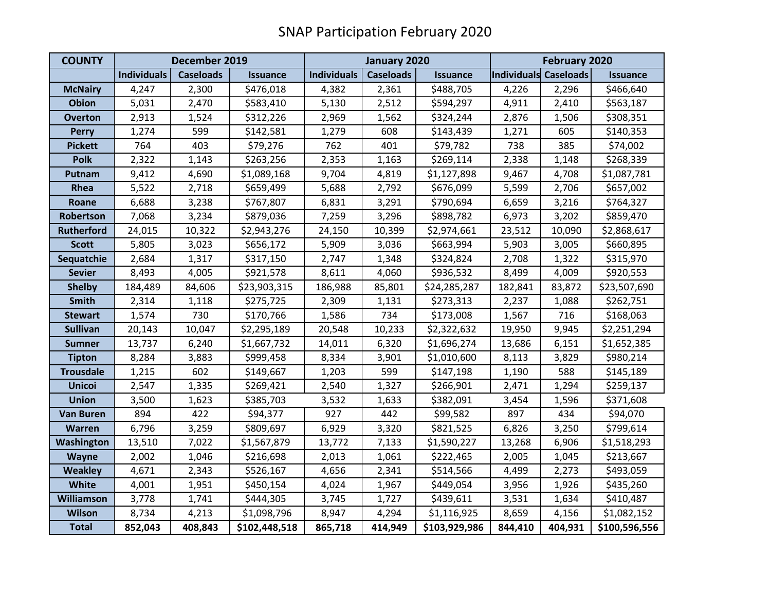# SNAP Participation February 2020

| COUNTY | December 2019 | | | January 2020 | | | February 2020 | | |
|---|---|---|---|---|---|---|---|---|---|
| | Individuals | Caseloads | Issuance | Individuals | Caseloads | Issuance | Individuals | Caseloads | Issuance |
| McNairy | 4,247 | 2,300 | $476,018 | 4,382 | 2,361 | $488,705 | 4,226 | 2,296 | $466,640 |
| Obion | 5,031 | 2,470 | $583,410 | 5,130 | 2,512 | $594,297 | 4,911 | 2,410 | $563,187 |
| Overton | 2,913 | 1,524 | $312,226 | 2,969 | 1,562 | $324,244 | 2,876 | 1,506 | $308,351 |
| Perry | 1,274 | 599 | $142,581 | 1,279 | 608 | $143,439 | 1,271 | 605 | $140,353 |
| Pickett | 764 | 403 | $79,276 | 762 | 401 | $79,782 | 738 | 385 | $74,002 |
| Polk | 2,322 | 1,143 | $263,256 | 2,353 | 1,163 | $269,114 | 2,338 | 1,148 | $268,339 |
| Putnam | 9,412 | 4,690 | $1,089,168 | 9,704 | 4,819 | $1,127,898 | 9,467 | 4,708 | $1,087,781 |
| Rhea | 5,522 | 2,718 | $659,499 | 5,688 | 2,792 | $676,099 | 5,599 | 2,706 | $657,002 |
| Roane | 6,688 | 3,238 | $767,807 | 6,831 | 3,291 | $790,694 | 6,659 | 3,216 | $764,327 |
| Robertson | 7,068 | 3,234 | $879,036 | 7,259 | 3,296 | $898,782 | 6,973 | 3,202 | $859,470 |
| Rutherford | 24,015 | 10,322 | $2,943,276 | 24,150 | 10,399 | $2,974,661 | 23,512 | 10,090 | $2,868,617 |
| Scott | 5,805 | 3,023 | $656,172 | 5,909 | 3,036 | $663,994 | 5,903 | 3,005 | $660,895 |
| Sequatchie | 2,684 | 1,317 | $317,150 | 2,747 | 1,348 | $324,824 | 2,708 | 1,322 | $315,970 |
| Sevier | 8,493 | 4,005 | $921,578 | 8,611 | 4,060 | $936,532 | 8,499 | 4,009 | $920,553 |
| Shelby | 184,489 | 84,606 | $23,903,315 | 186,988 | 85,801 | $24,285,287 | 182,841 | 83,872 | $23,507,690 |
| Smith | 2,314 | 1,118 | $275,725 | 2,309 | 1,131 | $273,313 | 2,237 | 1,088 | $262,751 |
| Stewart | 1,574 | 730 | $170,766 | 1,586 | 734 | $173,008 | 1,567 | 716 | $168,063 |
| Sullivan | 20,143 | 10,047 | $2,295,189 | 20,548 | 10,233 | $2,322,632 | 19,950 | 9,945 | $2,251,294 |
| Sumner | 13,737 | 6,240 | $1,667,732 | 14,011 | 6,320 | $1,696,274 | 13,686 | 6,151 | $1,652,385 |
| Tipton | 8,284 | 3,883 | $999,458 | 8,334 | 3,901 | $1,010,600 | 8,113 | 3,829 | $980,214 |
| Trousdale | 1,215 | 602 | $149,667 | 1,203 | 599 | $147,198 | 1,190 | 588 | $145,189 |
| Unicoi | 2,547 | 1,335 | $269,421 | 2,540 | 1,327 | $266,901 | 2,471 | 1,294 | $259,137 |
| Union | 3,500 | 1,623 | $385,703 | 3,532 | 1,633 | $382,091 | 3,454 | 1,596 | $371,608 |
| Van Buren | 894 | 422 | $94,377 | 927 | 442 | $99,582 | 897 | 434 | $94,070 |
| Warren | 6,796 | 3,259 | $809,697 | 6,929 | 3,320 | $821,525 | 6,826 | 3,250 | $799,614 |
| Washington | 13,510 | 7,022 | $1,567,879 | 13,772 | 7,133 | $1,590,227 | 13,268 | 6,906 | $1,518,293 |
| Wayne | 2,002 | 1,046 | $216,698 | 2,013 | 1,061 | $222,465 | 2,005 | 1,045 | $213,667 |
| Weakley | 4,671 | 2,343 | $526,167 | 4,656 | 2,341 | $514,566 | 4,499 | 2,273 | $493,059 |
| White | 4,001 | 1,951 | $450,154 | 4,024 | 1,967 | $449,054 | 3,956 | 1,926 | $435,260 |
| Williamson | 3,778 | 1,741 | $444,305 | 3,745 | 1,727 | $439,611 | 3,531 | 1,634 | $410,487 |
| Wilson | 8,734 | 4,213 | $1,098,796 | 8,947 | 4,294 | $1,116,925 | 8,659 | 4,156 | $1,082,152 |
| **Total** | **852,043** | **408,843** | **$102,448,518** | **865,718** | **414,949** | **$103,929,986** | **844,410** | **404,931** | **$100,596,556** |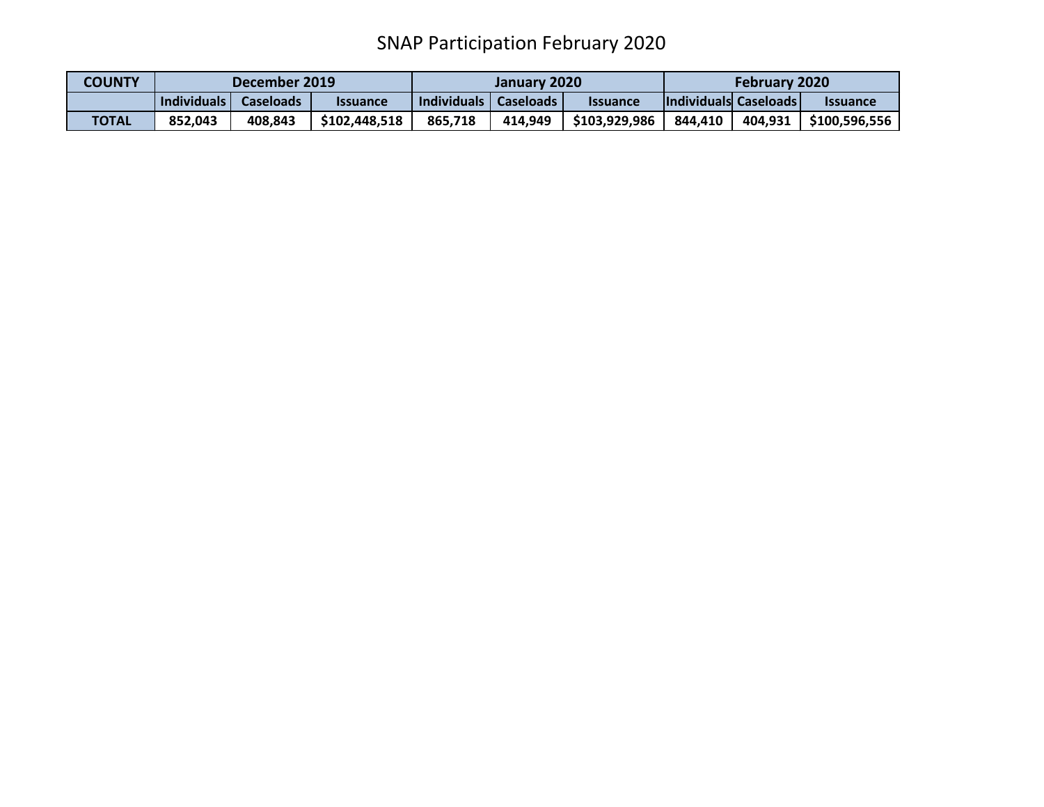# SNAP Participation February 2020

| COUNTY | December 2019 | | | January 2020 | | | February 2020 | | |
|---|---|---|---|---|---|---|---|---|---|
| | Individuals | Caseloads | Issuance | Individuals | Caseloads | Issuance | Individuals | Caseloads | Issuance |
| **TOTAL** | **852,043** | **408,843** | **$102,448,518** | **865,718** | **414,949** | **$103,929,986** | **844,410** | **404,931** | **$100,596,556** |